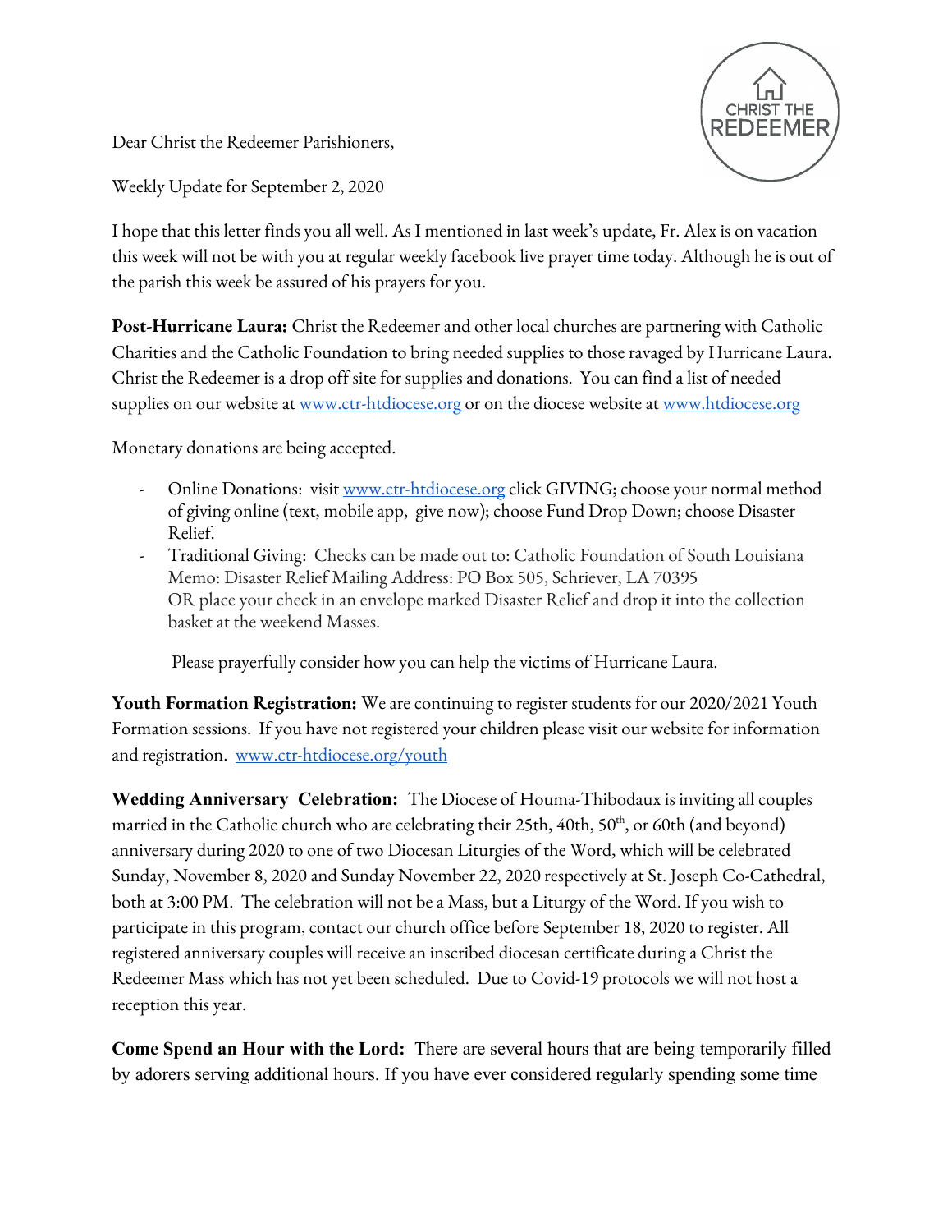Dear Christ the Redeemer Parishioners,

Weekly Update for September 2, 2020

I hope that this letter finds you all well. As I mentioned in last week's update, Fr. Alex is on vacation this week will not be with you at regular weekly facebook live prayer time today. Although he is out of the parish this week be assured of his prayers for you.

**Post-Hurricane Laura:** Christ the Redeemer and other local churches are partnering with Catholic Charities and the Catholic Foundation to bring needed supplies to those ravaged by Hurricane Laura. Christ the Redeemer is a drop off site for supplies and donations. You can find a list of needed supplies on our website at www.ctr-htdiocese.org or on the diocese website at www.htdiocese.org

Monetary donations are being accepted.

- Online Donations: visit www.ctr-htdiocese.org click GIVING; choose your normal method of giving online (text, mobile app, give now); choose Fund Drop Down; choose Disaster Relief.
- Traditional Giving: Checks can be made out to: Catholic Foundation of South Louisiana Memo: Disaster Relief Mailing Address: PO Box 505, Schriever, LA 70395 OR place your check in an envelope marked Disaster Relief and drop it into the collection basket at the weekend Masses.

Please prayerfully consider how you can help the victims of Hurricane Laura.

**Youth Formation Registration:** We are continuing to register students for our 2020/2021 Youth Formation sessions. If you have not registered your children please visit our website for information and registration. www.ctr-htdiocese.org/youth

**Wedding Anniversary Celebration:** The Diocese of Houma-Thibodaux is inviting all couples married in the Catholic church who are celebrating their 25th, 40th, 50th, or 60th (and beyond) anniversary during 2020 to one of two Diocesan Liturgies of the Word, which will be celebrated Sunday, November 8, 2020 and Sunday November 22, 2020 respectively at St. Joseph Co-Cathedral, both at 3:00 PM. The celebration will not be a Mass, but a Liturgy of the Word. If you wish to participate in this program, contact our church office before September 18, 2020 to register. All registered anniversary couples will receive an inscribed diocesan certificate during a Christ the Redeemer Mass which has not yet been scheduled. Due to Covid-19 protocols we will not host a reception this year.

**Come Spend an Hour with the Lord:** There are several hours that are being temporarily filled by adorers serving additional hours. If you have ever considered regularly spending some time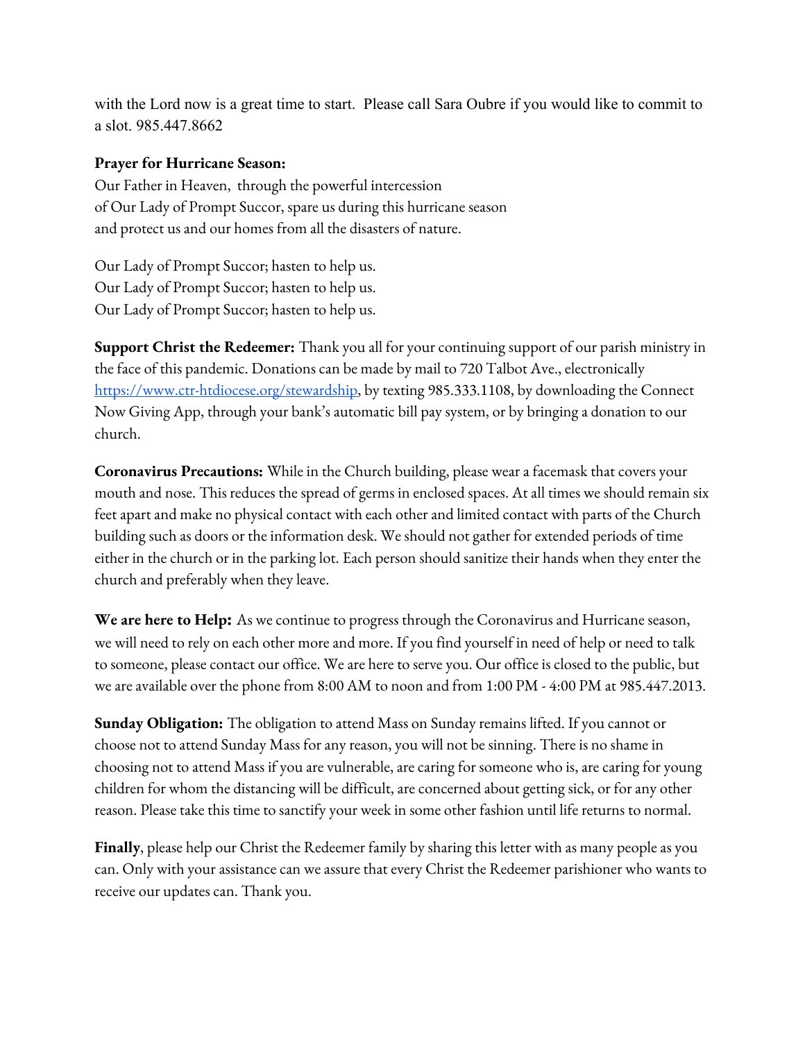with the Lord now is a great time to start. Please call Sara Oubre if you would like to commit to a slot. 985.447.8662

**Prayer for Hurricane Season:**
Our Father in Heaven, through the powerful intercession
of Our Lady of Prompt Succor, spare us during this hurricane season
and protect us and our homes from all the disasters of nature.

Our Lady of Prompt Succor; hasten to help us.
Our Lady of Prompt Succor; hasten to help us.
Our Lady of Prompt Succor; hasten to help us.

**Support Christ the Redeemer:** Thank you all for your continuing support of our parish ministry in the face of this pandemic. Donations can be made by mail to 720 Talbot Ave., electronically https://www.ctr-htdiocese.org/stewardship, by texting 985.333.1108, by downloading the Connect Now Giving App, through your bank's automatic bill pay system, or by bringing a donation to our church.

**Coronavirus Precautions:** While in the Church building, please wear a facemask that covers your mouth and nose. This reduces the spread of germs in enclosed spaces. At all times we should remain six feet apart and make no physical contact with each other and limited contact with parts of the Church building such as doors or the information desk. We should not gather for extended periods of time either in the church or in the parking lot. Each person should sanitize their hands when they enter the church and preferably when they leave.

**We are here to Help:** As we continue to progress through the Coronavirus and Hurricane season, we will need to rely on each other more and more. If you find yourself in need of help or need to talk to someone, please contact our office. We are here to serve you. Our office is closed to the public, but we are available over the phone from 8:00 AM to noon and from 1:00 PM - 4:00 PM at 985.447.2013.

**Sunday Obligation:** The obligation to attend Mass on Sunday remains lifted. If you cannot or choose not to attend Sunday Mass for any reason, you will not be sinning. There is no shame in choosing not to attend Mass if you are vulnerable, are caring for someone who is, are caring for young children for whom the distancing will be difficult, are concerned about getting sick, or for any other reason. Please take this time to sanctify your week in some other fashion until life returns to normal.

**Finally**, please help our Christ the Redeemer family by sharing this letter with as many people as you can. Only with your assistance can we assure that every Christ the Redeemer parishioner who wants to receive our updates can. Thank you.